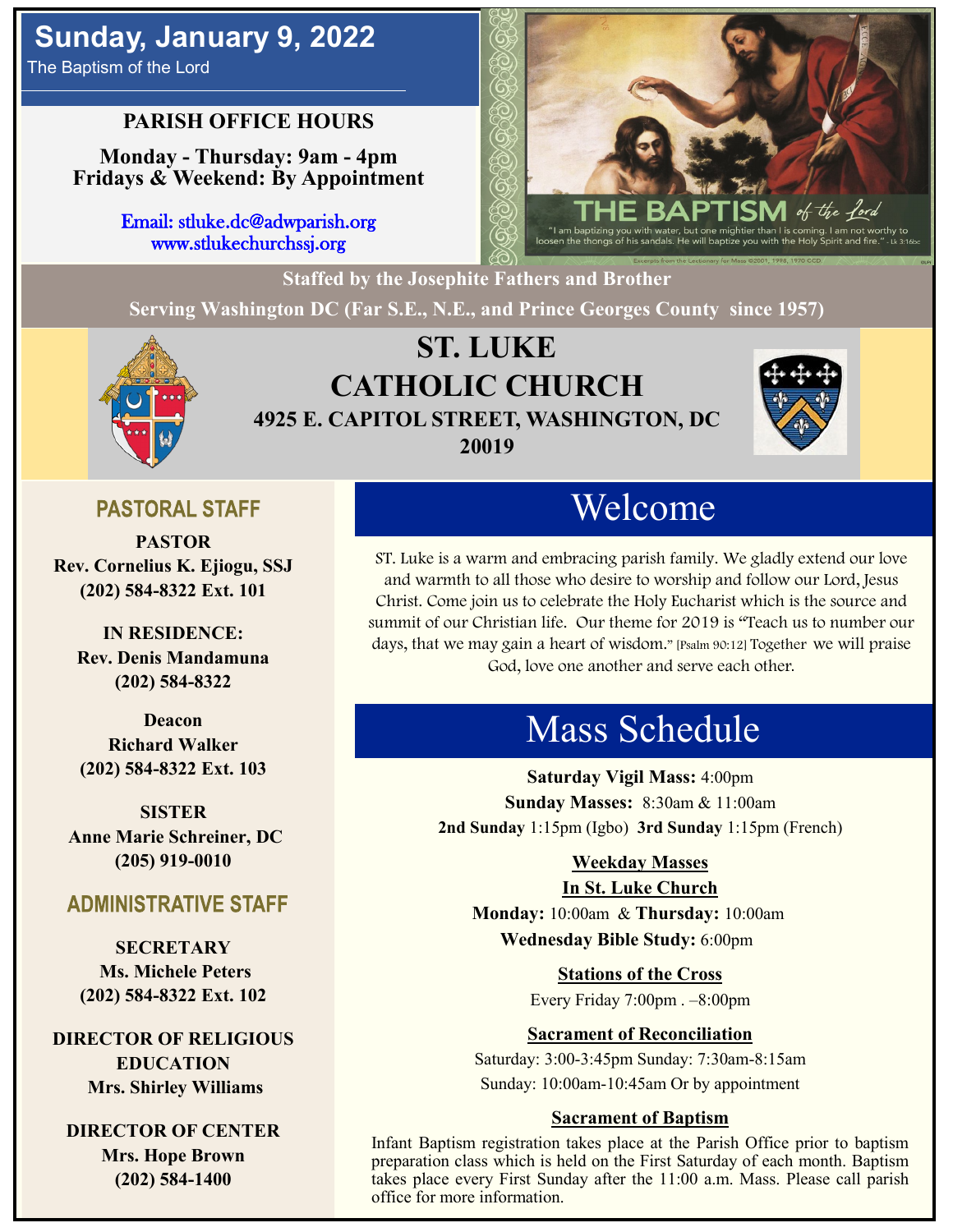# Sunday, January 9, 2022

The Baptism of the Lord

**PARISH OFFICE HOURS**

**Monday - Thursday: 9am - 4pm**
**Fridays & Weekend: By Appointment**

Email: stluke.dc@adwparish.org
www.stlukechurchssj.org

THE BAPTISM of the Lord

"I am baptizing you with water, but one mightier than I is coming. I am not worthy to loosen the thongs of his sandals. He will baptize you with the Holy Spirit and fire." - Lk 3:16bc

Excerpts from the Lectionary for Mass ©2001, 1998, 1970 CCD

**Staffed by the Josephite Fathers and Brother**

**Serving Washington DC (Far S.E., N.E., and Prince Georges County since 1957)**

# ST. LUKE CATHOLIC CHURCH

**4925 E. CAPITOL STREET, WASHINGTON, DC 20019**

## PASTORAL STAFF

**PASTOR**
**Rev. Cornelius K. Ejiogu, SSJ**
**(202) 584-8322 Ext. 101**

**IN RESIDENCE:**
**Rev. Denis Mandamuna**
**(202) 584-8322**

**Deacon**
**Richard Walker**
**(202) 584-8322 Ext. 103**

**SISTER**
**Anne Marie Schreiner, DC**
**(205) 919-0010**

## ADMINISTRATIVE STAFF

**SECRETARY**
**Ms. Michele Peters**
**(202) 584-8322 Ext. 102**

**DIRECTOR OF RELIGIOUS EDUCATION**
**Mrs. Shirley Williams**

**DIRECTOR OF CENTER**
**Mrs. Hope Brown**
**(202) 584-1400**

## Welcome

ST. Luke is a warm and embracing parish family. We gladly extend our love and warmth to all those who desire to worship and follow our Lord, Jesus Christ. Come join us to celebrate the Holy Eucharist which is the source and summit of our Christian life. Our theme for 2019 is "Teach us to number our days, that we may gain a heart of wisdom." [Psalm 90:12] Together we will praise God, love one another and serve each other.

## Mass Schedule

**Saturday Vigil Mass:** 4:00pm
**Sunday Masses:** 8:30am & 11:00am
**2nd Sunday** 1:15pm (Igbo) **3rd Sunday** 1:15pm (French)

**Weekday Masses**
**In St. Luke Church**
**Monday:** 10:00am & **Thursday:** 10:00am
**Wednesday Bible Study:** 6:00pm

**Stations of the Cross**
Every Friday 7:00pm . –8:00pm

**Sacrament of Reconciliation**
Saturday: 3:00-3:45pm Sunday: 7:30am-8:15am
Sunday: 10:00am-10:45am Or by appointment

**Sacrament of Baptism**
Infant Baptism registration takes place at the Parish Office prior to baptism preparation class which is held on the First Saturday of each month. Baptism takes place every First Sunday after the 11:00 a.m. Mass. Please call parish office for more information.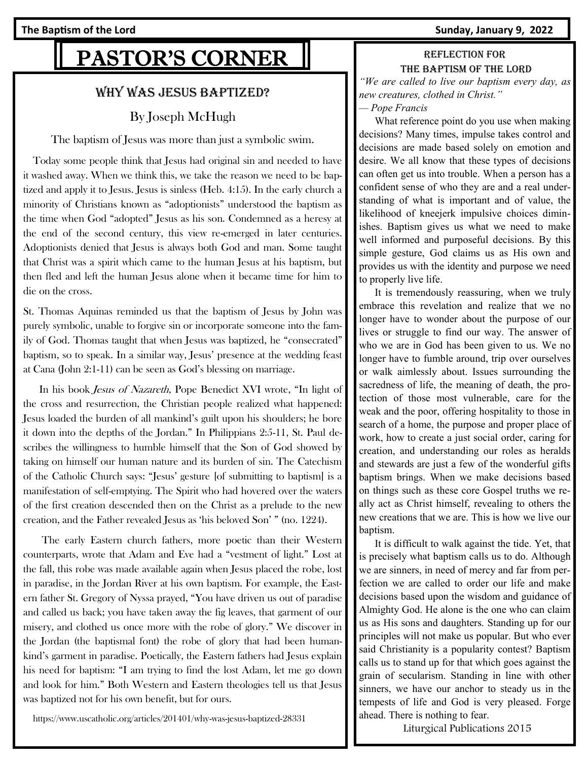# PASTOR'S CORNER

## Why Was Jesus Baptized?

By Joseph McHugh

The baptism of Jesus was more than just a symbolic swim.

Today some people think that Jesus had original sin and needed to have it washed away. When we think this, we take the reason we need to be baptized and apply it to Jesus. Jesus is sinless (Heb. 4:15). In the early church a minority of Christians known as "adoptionists" understood the baptism as the time when God "adopted" Jesus as his son. Condemned as a heresy at the end of the second century, this view re-emerged in later centuries. Adoptionists denied that Jesus is always both God and man. Some taught that Christ was a spirit which came to the human Jesus at his baptism, but then fled and left the human Jesus alone when it became time for him to die on the cross.

St. Thomas Aquinas reminded us that the baptism of Jesus by John was purely symbolic, unable to forgive sin or incorporate someone into the family of God. Thomas taught that when Jesus was baptized, he "consecrated" baptism, so to speak. In a similar way, Jesus' presence at the wedding feast at Cana (John 2:1-11) can be seen as God's blessing on marriage.

In his book *Jesus of Nazareth*, Pope Benedict XVI wrote, "In light of the cross and resurrection, the Christian people realized what happened: Jesus loaded the burden of all mankind's guilt upon his shoulders; he bore it down into the depths of the Jordan." In Philippians 2:5-11, St. Paul describes the willingness to humble himself that the Son of God showed by taking on himself our human nature and its burden of sin. The Catechism of the Catholic Church says: "Jesus' gesture [of submitting to baptism] is a manifestation of self-emptying. The Spirit who had hovered over the waters of the first creation descended then on the Christ as a prelude to the new creation, and the Father revealed Jesus as 'his beloved Son' " (no. 1224).

The early Eastern church fathers, more poetic than their Western counterparts, wrote that Adam and Eve had a "vestment of light." Lost at the fall, this robe was made available again when Jesus placed the robe, lost in paradise, in the Jordan River at his own baptism. For example, the Eastern father St. Gregory of Nyssa prayed, "You have driven us out of paradise and called us back; you have taken away the fig leaves, that garment of our misery, and clothed us once more with the robe of glory." We discover in the Jordan (the baptismal font) the robe of glory that had been humankind's garment in paradise. Poetically, the Eastern fathers had Jesus explain his need for baptism: "I am trying to find the lost Adam, let me go down and look for him." Both Western and Eastern theologies tell us that Jesus was baptized not for his own benefit, but for ours.

https://www.uscatholic.org/articles/201401/why-was-jesus-baptized-28331

## Reflection for the Baptism of the Lord

*"We are called to live our baptism every day, as new creatures, clothed in Christ."*
*— Pope Francis*

What reference point do you use when making decisions? Many times, impulse takes control and decisions are made based solely on emotion and desire. We all know that these types of decisions can often get us into trouble. When a person has a confident sense of who they are and a real understanding of what is important and of value, the likelihood of kneejerk impulsive choices diminishes. Baptism gives us what we need to make well informed and purposeful decisions. By this simple gesture, God claims us as His own and provides us with the identity and purpose we need to properly live life.

It is tremendously reassuring, when we truly embrace this revelation and realize that we no longer have to wonder about the purpose of our lives or struggle to find our way. The answer of who we are in God has been given to us. We no longer have to fumble around, trip over ourselves or walk aimlessly about. Issues surrounding the sacredness of life, the meaning of death, the protection of those most vulnerable, care for the weak and the poor, offering hospitality to those in search of a home, the purpose and proper place of work, how to create a just social order, caring for creation, and understanding our roles as heralds and stewards are just a few of the wonderful gifts baptism brings. When we make decisions based on things such as these core Gospel truths we really act as Christ himself, revealing to others the new creations that we are. This is how we live our baptism.

It is difficult to walk against the tide. Yet, that is precisely what baptism calls us to do. Although we are sinners, in need of mercy and far from perfection we are called to order our life and make decisions based upon the wisdom and guidance of Almighty God. He alone is the one who can claim us as His sons and daughters. Standing up for our principles will not make us popular. But who ever said Christianity is a popularity contest? Baptism calls us to stand up for that which goes against the grain of secularism. Standing in line with other sinners, we have our anchor to steady us in the tempests of life and God is very pleased. Forge ahead. There is nothing to fear.

Liturgical Publications 2015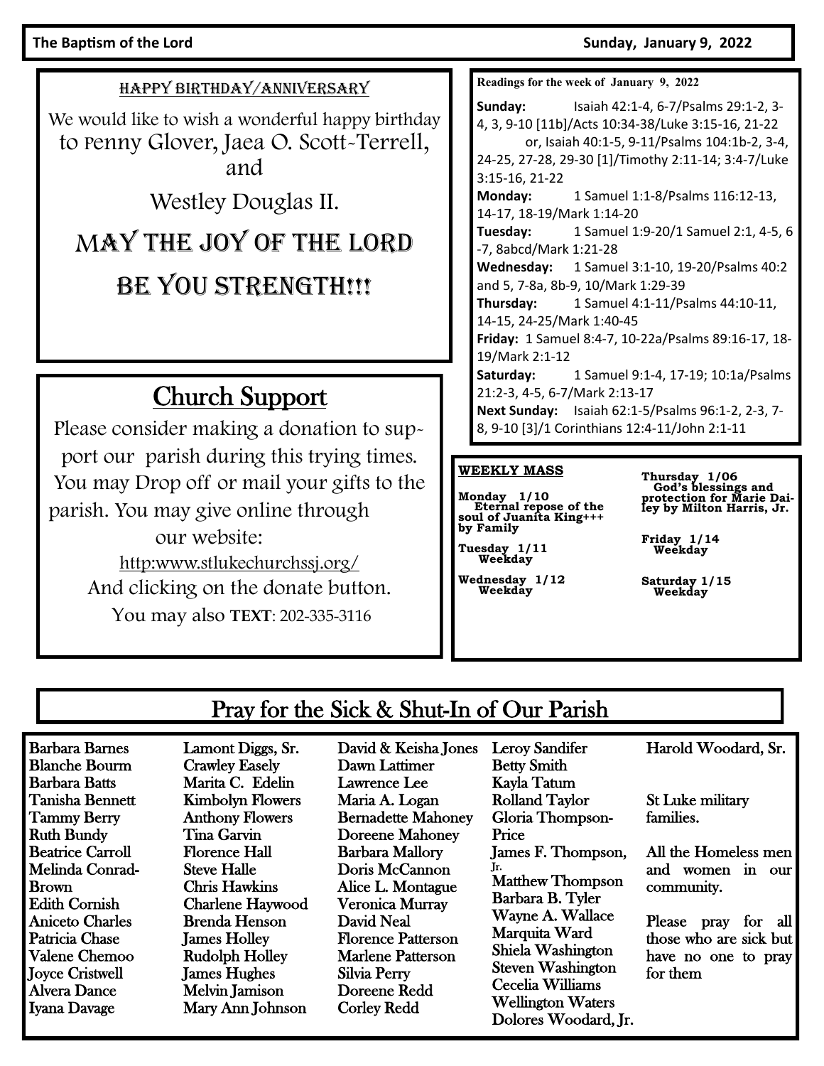**The Baptism of the Lord** **Sunday, January 9, 2022**

## Happy Birthday/Anniversary

We would like to wish a wonderful happy birthday to Penny Glover, Jaea O. Scott-Terrell, and Westley Douglas II.

MAY THE JOY OF THE LORD BE YOU STRENGTH!!!

## Church Support

Please consider making a donation to support our parish during this trying times. You may Drop off or mail your gifts to the parish. You may give online through our website:

http:www.stlukechurchssj.org/

And clicking on the donate button.

You may also **TEXT**: 202-335-3116

**Readings for the week of January 9, 2022**

**Sunday:** Isaiah 42:1-4, 6-7/Psalms 29:1-2, 3-4, 3, 9-10 [11b]/Acts 10:34-38/Luke 3:15-16, 21-22 or, Isaiah 40:1-5, 9-11/Psalms 104:1b-2, 3-4, 24-25, 27-28, 29-30 [1]/Timothy 2:11-14; 3:4-7/Luke 3:15-16, 21-22

**Monday:** 1 Samuel 1:1-8/Psalms 116:12-13, 14-17, 18-19/Mark 1:14-20

**Tuesday:** 1 Samuel 1:9-20/1 Samuel 2:1, 4-5, 6-7, 8abcd/Mark 1:21-28

**Wednesday:** 1 Samuel 3:1-10, 19-20/Psalms 40:2 and 5, 7-8a, 8b-9, 10/Mark 1:29-39

**Thursday:** 1 Samuel 4:1-11/Psalms 44:10-11, 14-15, 24-25/Mark 1:40-45

**Friday:** 1 Samuel 8:4-7, 10-22a/Psalms 89:16-17, 18-19/Mark 2:1-12

**Saturday:** 1 Samuel 9:1-4, 17-19; 10:1a/Psalms 21:2-3, 4-5, 6-7/Mark 2:13-17

**Next Sunday:** Isaiah 62:1-5/Psalms 96:1-2, 2-3, 7-8, 9-10 [3]/1 Corinthians 12:4-11/John 2:1-11

**WEEKLY MASS**

**Monday 1/10**
Eternal repose of the soul of Juanita King+++ by Family

**Tuesday 1/11**
Weekday

**Wednesday 1/12**
Weekday

**Thursday 1/06**
God's blessings and protection for Marie Dailey by Milton Harris, Jr.

**Friday 1/14**
Weekday

**Saturday 1/15**
Weekday

## Pray for the Sick & Shut-In of Our Parish

Barbara Barnes
Blanche Bourm
Barbara Batts
Tanisha Bennett
Tammy Berry
Ruth Bundy
Beatrice Carroll
Melinda Conrad-Brown
Edith Cornish
Aniceto Charles
Patricia Chase
Valene Chemoo
Joyce Cristwell
Alvera Dance
Iyana Davage
Lamont Diggs, Sr.
Crawley Easely
Marita C. Edelin
Kimbolyn Flowers
Anthony Flowers
Tina Garvin
Florence Hall
Steve Halle
Chris Hawkins
Charlene Haywood
Brenda Henson
James Holley
Rudolph Holley
James Hughes
Melvin Jamison
Mary Ann Johnson
David & Keisha Jones
Dawn Lattimer
Lawrence Lee
Maria A. Logan
Bernadette Mahoney
Doreene Mahoney
Barbara Mallory
Doris McCannon
Alice L. Montague
Veronica Murray
David Neal
Florence Patterson
Marlene Patterson
Silvia Perry
Doreene Redd
Corley Redd
Leroy Sandifer
Betty Smith
Kayla Tatum
Rolland Taylor
Gloria Thompson-Price
James F. Thompson, Jr.
Matthew Thompson
Barbara B. Tyler
Wayne A. Wallace
Marquita Ward
Shiela Washington
Steven Washington
Cecelia Williams
Wellington Waters
Dolores Woodard, Jr.
Harold Woodard, Sr.

St Luke military families.

All the Homeless men and women in our community.

Please pray for all those who are sick but have no one to pray for them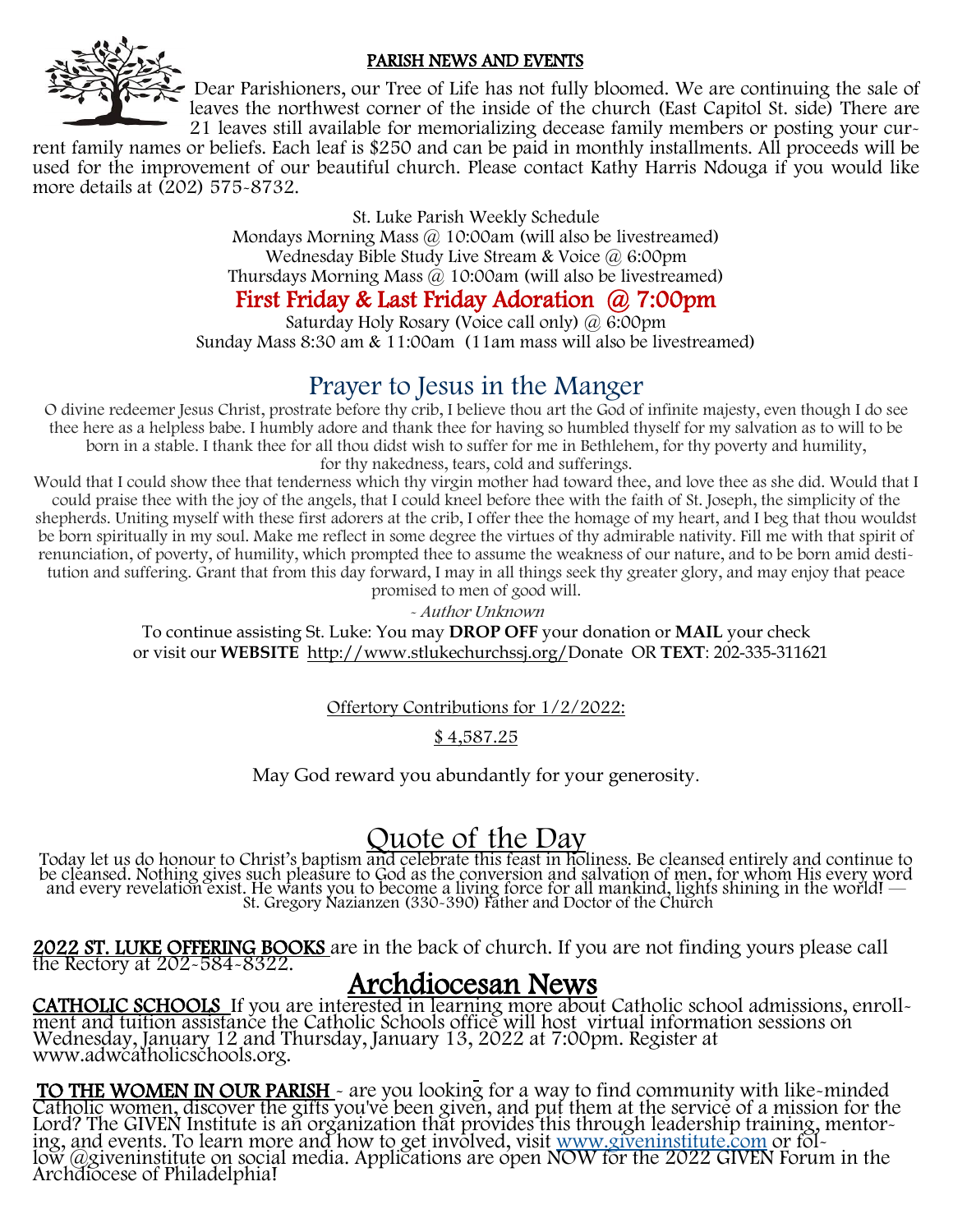## PARISH NEWS AND EVENTS

Dear Parishioners, our Tree of Life has not fully bloomed. We are continuing the sale of leaves the northwest corner of the inside of the church (East Capitol St. side) There are 21 leaves still available for memorializing decease family members or posting your current family names or beliefs. Each leaf is $250 and can be paid in monthly installments. All proceeds will be used for the improvement of our beautiful church. Please contact Kathy Harris Ndouga if you would like more details at (202) 575-8732.

St. Luke Parish Weekly Schedule
Mondays Morning Mass @ 10:00am (will also be livestreamed)
Wednesday Bible Study Live Stream & Voice @ 6:00pm
Thursdays Morning Mass @ 10:00am (will also be livestreamed)

**First Friday & Last Friday Adoration @ 7:00pm**

Saturday Holy Rosary (Voice call only) @ 6:00pm
Sunday Mass 8:30 am & 11:00am (11am mass will also be livestreamed)

## Prayer to Jesus in the Manger

O divine redeemer Jesus Christ, prostrate before thy crib, I believe thou art the God of infinite majesty, even though I do see thee here as a helpless babe. I humbly adore and thank thee for having so humbled thyself for my salvation as to will to be born in a stable. I thank thee for all thou didst wish to suffer for me in Bethlehem, for thy poverty and humility, for thy nakedness, tears, cold and sufferings.

Would that I could show thee that tenderness which thy virgin mother had toward thee, and love thee as she did. Would that I could praise thee with the joy of the angels, that I could kneel before thee with the faith of St. Joseph, the simplicity of the shepherds. Uniting myself with these first adorers at the crib, I offer thee the homage of my heart, and I beg that thou wouldst be born spiritually in my soul. Make me reflect in some degree the virtues of thy admirable nativity. Fill me with that spirit of renunciation, of poverty, of humility, which prompted thee to assume the weakness of our nature, and to be born amid destitution and suffering. Grant that from this day forward, I may in all things seek thy greater glory, and may enjoy that peace promised to men of good will.

*- Author Unknown*

To continue assisting St. Luke: You may **DROP OFF** your donation or **MAIL** your check or visit our **WEBSITE** http://www.stlukechurchssj.org/Donate OR **TEXT**: 202-335-311621

Offertory Contributions for 1/2/2022:

$ 4,587.25

May God reward you abundantly for your generosity.

## Quote of the Day

Today let us do honour to Christ's baptism and celebrate this feast in holiness. Be cleansed entirely and continue to be cleansed. Nothing gives such pleasure to God as the conversion and salvation of men, for whom His every word and every revelation exist. He wants you to become a living force for all mankind, lights shining in the world! — St. Gregory Nazianzen (330-390) Father and Doctor of the Church

**2022 ST. LUKE OFFERING BOOKS** are in the back of church. If you are not finding yours please call the Rectory at 202-584-8322.

## Archdiocesan News

**CATHOLIC SCHOOLS** If you are interested in learning more about Catholic school admissions, enrollment and tuition assistance the Catholic Schools office will host virtual information sessions on Wednesday, January 12 and Thursday, January 13, 2022 at 7:00pm. Register at www.adwcatholicschools.org.

**TO THE WOMEN IN OUR PARISH** - are you looking for a way to find community with like-minded Catholic women, discover the gifts you've been given, and put them at the service of a mission for the Lord? The GIVEN Institute is an organization that provides this through leadership training, mentoring, and events. To learn more and how to get involved, visit www.giveninstitute.com or follow @giveninstitute on social media. Applications are open NOW for the 2022 GIVEN Forum in the Archdiocese of Philadelphia!